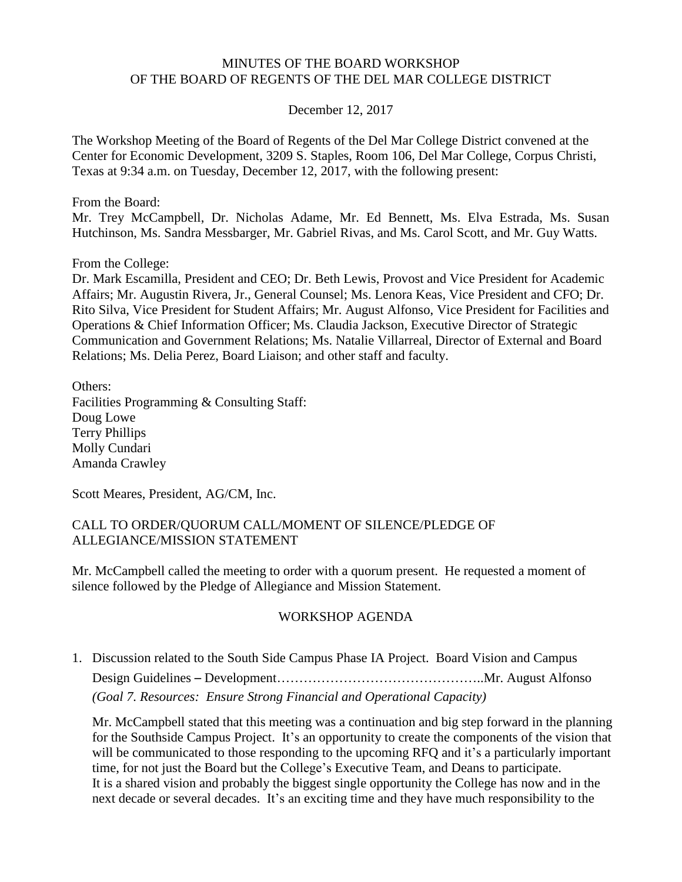MINUTES OF THE BOARD WORKSHOP
OF THE BOARD OF REGENTS OF THE DEL MAR COLLEGE DISTRICT

December 12, 2017

The Workshop Meeting of the Board of Regents of the Del Mar College District convened at the Center for Economic Development, 3209 S. Staples, Room 106, Del Mar College, Corpus Christi, Texas at 9:34 a.m. on Tuesday, December 12, 2017, with the following present:

From the Board:
Mr. Trey McCampbell, Dr. Nicholas Adame, Mr. Ed Bennett, Ms. Elva Estrada, Ms. Susan Hutchinson, Ms. Sandra Messbarger, Mr. Gabriel Rivas, and Ms. Carol Scott, and Mr. Guy Watts.

From the College:
Dr. Mark Escamilla, President and CEO; Dr. Beth Lewis, Provost and Vice President for Academic Affairs; Mr. Augustin Rivera, Jr., General Counsel; Ms. Lenora Keas, Vice President and CFO; Dr. Rito Silva, Vice President for Student Affairs; Mr. August Alfonso, Vice President for Facilities and Operations & Chief Information Officer; Ms. Claudia Jackson, Executive Director of Strategic Communication and Government Relations; Ms. Natalie Villarreal, Director of External and Board Relations; Ms. Delia Perez, Board Liaison; and other staff and faculty.

Others:
Facilities Programming & Consulting Staff:
Doug Lowe
Terry Phillips
Molly Cundari
Amanda Crawley

Scott Meares, President, AG/CM, Inc.

CALL TO ORDER/QUORUM CALL/MOMENT OF SILENCE/PLEDGE OF ALLEGIANCE/MISSION STATEMENT

Mr. McCampbell called the meeting to order with a quorum present. He requested a moment of silence followed by the Pledge of Allegiance and Mission Statement.

WORKSHOP AGENDA

1. Discussion related to the South Side Campus Phase IA Project. Board Vision and Campus Design Guidelines – Development……………………………………….Mr. August Alfonso
   *(Goal 7. Resources: Ensure Strong Financial and Operational Capacity)*

   Mr. McCampbell stated that this meeting was a continuation and big step forward in the planning for the Southside Campus Project. It's an opportunity to create the components of the vision that will be communicated to those responding to the upcoming RFQ and it's a particularly important time, for not just the Board but the College's Executive Team, and Deans to participate. It is a shared vision and probably the biggest single opportunity the College has now and in the next decade or several decades. It's an exciting time and they have much responsibility to the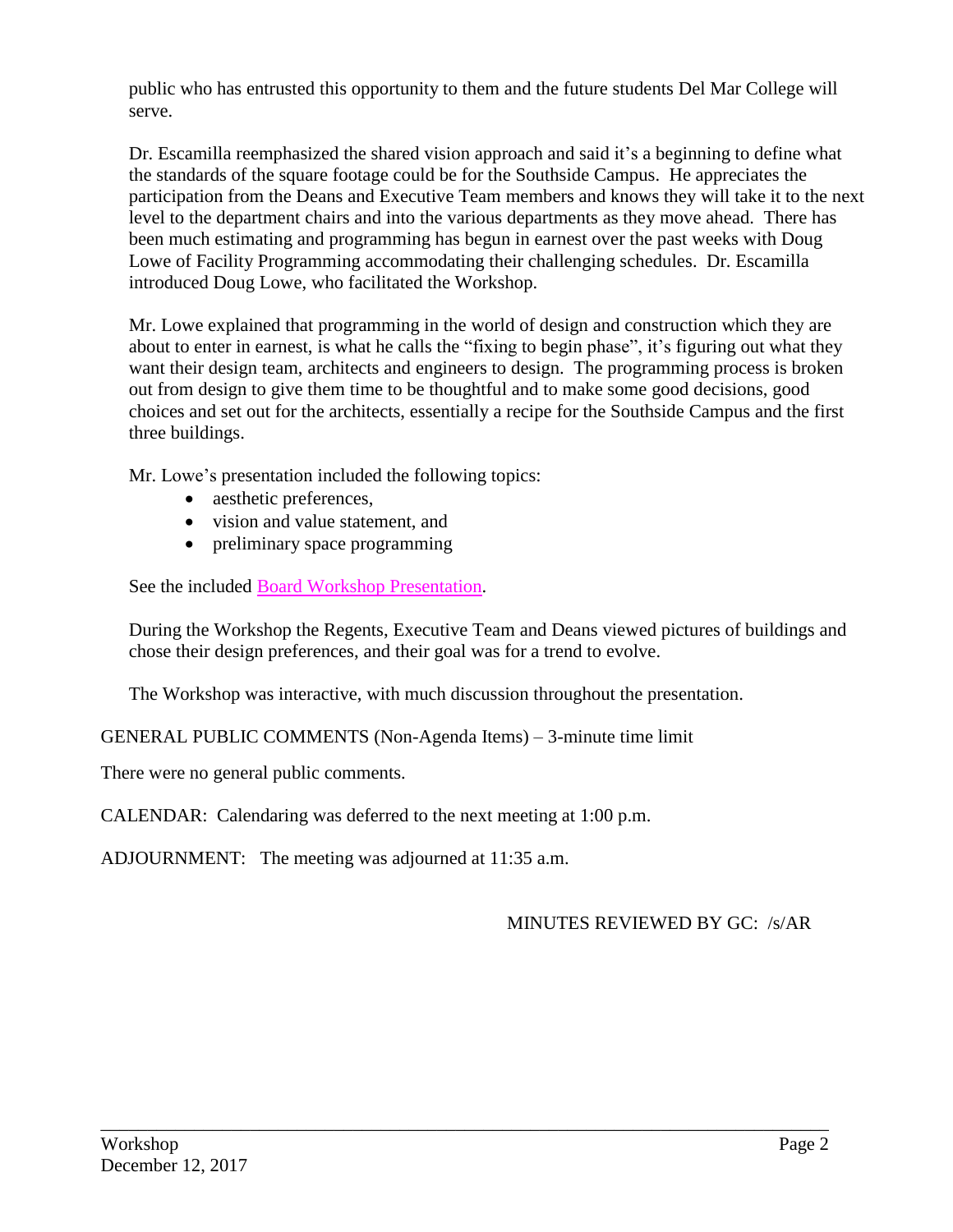public who has entrusted this opportunity to them and the future students Del Mar College will serve.

Dr. Escamilla reemphasized the shared vision approach and said it's a beginning to define what the standards of the square footage could be for the Southside Campus. He appreciates the participation from the Deans and Executive Team members and knows they will take it to the next level to the department chairs and into the various departments as they move ahead. There has been much estimating and programming has begun in earnest over the past weeks with Doug Lowe of Facility Programming accommodating their challenging schedules. Dr. Escamilla introduced Doug Lowe, who facilitated the Workshop.

Mr. Lowe explained that programming in the world of design and construction which they are about to enter in earnest, is what he calls the "fixing to begin phase", it's figuring out what they want their design team, architects and engineers to design. The programming process is broken out from design to give them time to be thoughtful and to make some good decisions, good choices and set out for the architects, essentially a recipe for the Southside Campus and the first three buildings.

Mr. Lowe's presentation included the following topics:

- aesthetic preferences,
- vision and value statement, and
- preliminary space programming

See the included Board Workshop Presentation.

During the Workshop the Regents, Executive Team and Deans viewed pictures of buildings and chose their design preferences, and their goal was for a trend to evolve.

The Workshop was interactive, with much discussion throughout the presentation.

GENERAL PUBLIC COMMENTS (Non-Agenda Items) – 3-minute time limit

There were no general public comments.

CALENDAR: Calendaring was deferred to the next meeting at 1:00 p.m.

ADJOURNMENT: The meeting was adjourned at 11:35 a.m.

MINUTES REVIEWED BY GC: /s/AR